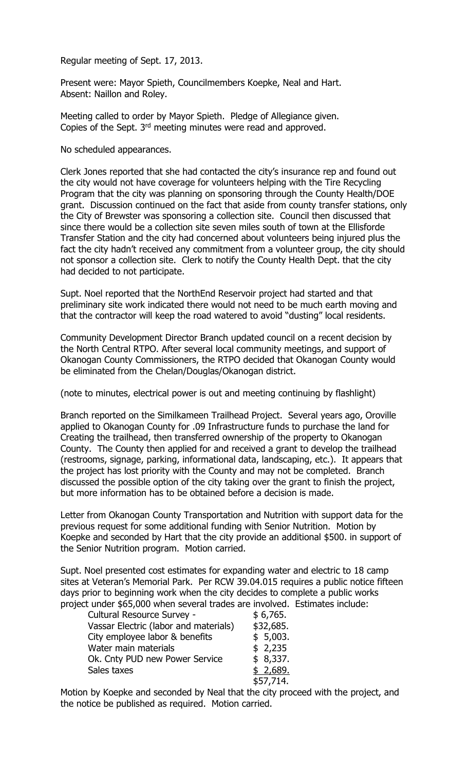Regular meeting of Sept. 17, 2013.

Present were: Mayor Spieth, Councilmembers Koepke, Neal and Hart.
Absent: Naillon and Roley.

Meeting called to order by Mayor Spieth. Pledge of Allegiance given.
Copies of the Sept. 3rd meeting minutes were read and approved.

No scheduled appearances.

Clerk Jones reported that she had contacted the city's insurance rep and found out the city would not have coverage for volunteers helping with the Tire Recycling Program that the city was planning on sponsoring through the County Health/DOE grant. Discussion continued on the fact that aside from county transfer stations, only the City of Brewster was sponsoring a collection site. Council then discussed that since there would be a collection site seven miles south of town at the Ellisforde Transfer Station and the city had concerned about volunteers being injured plus the fact the city hadn't received any commitment from a volunteer group, the city should not sponsor a collection site. Clerk to notify the County Health Dept. that the city had decided to not participate.

Supt. Noel reported that the NorthEnd Reservoir project had started and that preliminary site work indicated there would not need to be much earth moving and that the contractor will keep the road watered to avoid "dusting" local residents.

Community Development Director Branch updated council on a recent decision by the North Central RTPO. After several local community meetings, and support of Okanogan County Commissioners, the RTPO decided that Okanogan County would be eliminated from the Chelan/Douglas/Okanogan district.

(note to minutes, electrical power is out and meeting continuing by flashlight)

Branch reported on the Similkameen Trailhead Project. Several years ago, Oroville applied to Okanogan County for .09 Infrastructure funds to purchase the land for Creating the trailhead, then transferred ownership of the property to Okanogan County. The County then applied for and received a grant to develop the trailhead (restrooms, signage, parking, informational data, landscaping, etc.). It appears that the project has lost priority with the County and may not be completed. Branch discussed the possible option of the city taking over the grant to finish the project, but more information has to be obtained before a decision is made.

Letter from Okanogan County Transportation and Nutrition with support data for the previous request for some additional funding with Senior Nutrition. Motion by Koepke and seconded by Hart that the city provide an additional $500. in support of the Senior Nutrition program. Motion carried.

Supt. Noel presented cost estimates for expanding water and electric to 18 camp sites at Veteran's Memorial Park. Per RCW 39.04.015 requires a public notice fifteen days prior to beginning work when the city decides to complete a public works project under $65,000 when several trades are involved. Estimates include:

| | |
|---|---|
| Cultural Resource Survey - | $ 6,765. |
| Vassar Electric (labor and materials) | $32,685. |
| City employee labor & benefits | $ 5,003. |
| Water main materials | $ 2,235 |
| Ok. Cnty PUD new Power Service | $ 8,337. |
| Sales taxes | $ 2,689. |
| | $57,714. |

Motion by Koepke and seconded by Neal that the city proceed with the project, and the notice be published as required. Motion carried.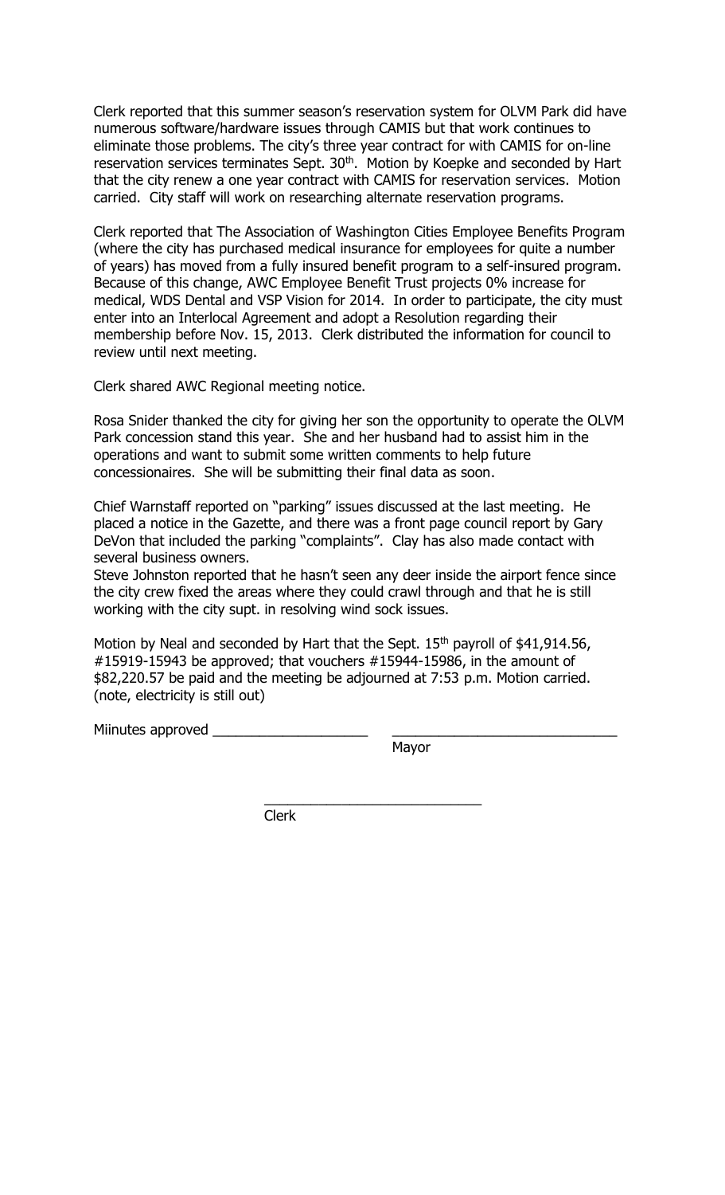Clerk reported that this summer season's reservation system for OLVM Park did have numerous software/hardware issues through CAMIS but that work continues to eliminate those problems. The city's three year contract for with CAMIS for on-line reservation services terminates Sept. 30th. Motion by Koepke and seconded by Hart that the city renew a one year contract with CAMIS for reservation services. Motion carried. City staff will work on researching alternate reservation programs.

Clerk reported that The Association of Washington Cities Employee Benefits Program (where the city has purchased medical insurance for employees for quite a number of years) has moved from a fully insured benefit program to a self-insured program. Because of this change, AWC Employee Benefit Trust projects 0% increase for medical, WDS Dental and VSP Vision for 2014. In order to participate, the city must enter into an Interlocal Agreement and adopt a Resolution regarding their membership before Nov. 15, 2013. Clerk distributed the information for council to review until next meeting.

Clerk shared AWC Regional meeting notice.

Rosa Snider thanked the city for giving her son the opportunity to operate the OLVM Park concession stand this year. She and her husband had to assist him in the operations and want to submit some written comments to help future concessionaires. She will be submitting their final data as soon.

Chief Warnstaff reported on "parking" issues discussed at the last meeting. He placed a notice in the Gazette, and there was a front page council report by Gary DeVon that included the parking "complaints". Clay has also made contact with several business owners.
Steve Johnston reported that he hasn't seen any deer inside the airport fence since the city crew fixed the areas where they could crawl through and that he is still working with the city supt. in resolving wind sock issues.

Motion by Neal and seconded by Hart that the Sept. 15th payroll of $41,914.56, #15919-15943 be approved; that vouchers #15944-15986, in the amount of $82,220.57 be paid and the meeting be adjourned at 7:53 p.m. Motion carried. (note, electricity is still out)

Miinutes approved ____________________ ____________________________
Mayor

____________________________
Clerk